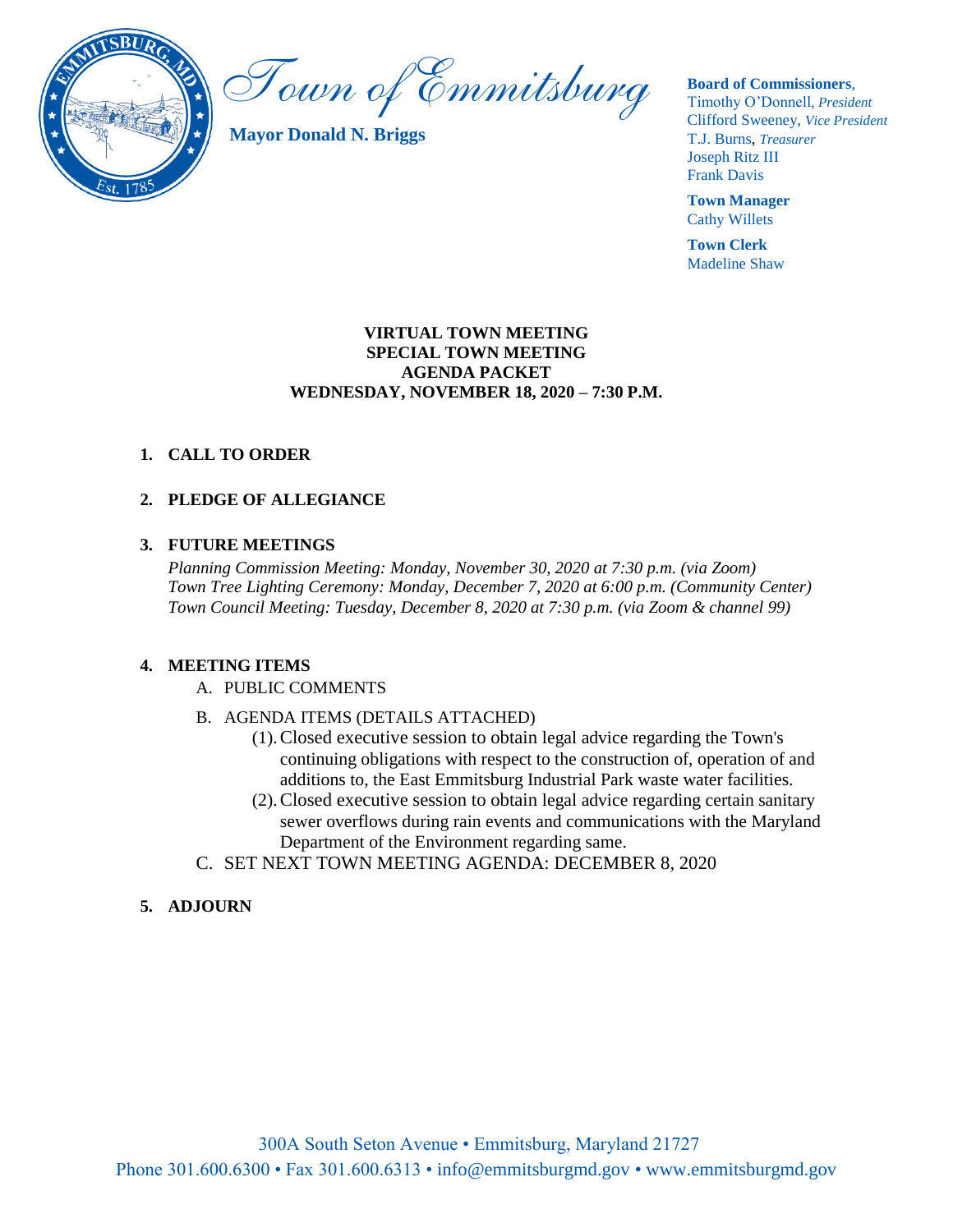# Town of Emmitsburg

**Mayor Donald N. Briggs**

**Board of Commissioners**,
Timothy O'Donnell, *President*
Clifford Sweeney, *Vice President*
T.J. Burns, *Treasurer*
Joseph Ritz III
Frank Davis

**Town Manager**
Cathy Willets

**Town Clerk**
Madeline Shaw

**VIRTUAL TOWN MEETING**
**SPECIAL TOWN MEETING**
**AGENDA PACKET**
**WEDNESDAY, NOVEMBER 18, 2020 – 7:30 P.M.**

1. **CALL TO ORDER**

2. **PLEDGE OF ALLEGIANCE**

3. **FUTURE MEETINGS**

   *Planning Commission Meeting: Monday, November 30, 2020 at 7:30 p.m. (via Zoom)*
   *Town Tree Lighting Ceremony: Monday, December 7, 2020 at 6:00 p.m. (Community Center)*
   *Town Council Meeting: Tuesday, December 8, 2020 at 7:30 p.m. (via Zoom & channel 99)*

4. **MEETING ITEMS**
   - A. PUBLIC COMMENTS
   - B. AGENDA ITEMS (DETAILS ATTACHED)
     - (1). Closed executive session to obtain legal advice regarding the Town's continuing obligations with respect to the construction of, operation of and additions to, the East Emmitsburg Industrial Park waste water facilities.
     - (2). Closed executive session to obtain legal advice regarding certain sanitary sewer overflows during rain events and communications with the Maryland Department of the Environment regarding same.
   - C. SET NEXT TOWN MEETING AGENDA: DECEMBER 8, 2020

5. **ADJOURN**

300A South Seton Avenue • Emmitsburg, Maryland 21727
Phone 301.600.6300 • Fax 301.600.6313 • info@emmitsburgmd.gov • www.emmitsburgmd.gov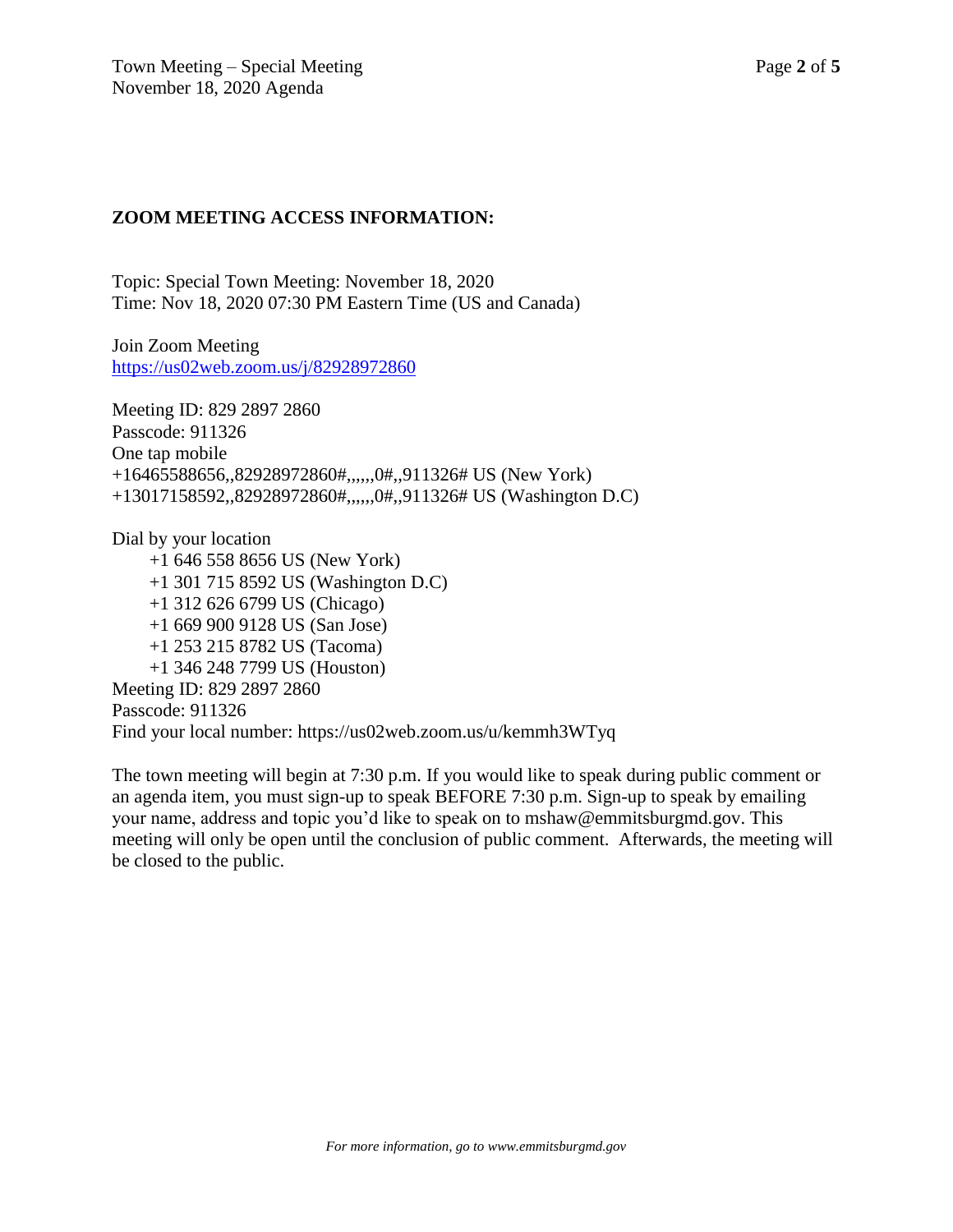## ZOOM MEETING ACCESS INFORMATION:

Topic: Special Town Meeting: November 18, 2020
Time: Nov 18, 2020 07:30 PM Eastern Time (US and Canada)

Join Zoom Meeting
https://us02web.zoom.us/j/82928972860

Meeting ID: 829 2897 2860
Passcode: 911326
One tap mobile
+16465588656,,82928972860#,,,,,,0#,,911326# US (New York)
+13017158592,,82928972860#,,,,,,0#,,911326# US (Washington D.C)

Dial by your location
+1 646 558 8656 US (New York)
+1 301 715 8592 US (Washington D.C)
+1 312 626 6799 US (Chicago)
+1 669 900 9128 US (San Jose)
+1 253 215 8782 US (Tacoma)
+1 346 248 7799 US (Houston)
Meeting ID: 829 2897 2860
Passcode: 911326
Find your local number: https://us02web.zoom.us/u/kemmh3WTyq

The town meeting will begin at 7:30 p.m. If you would like to speak during public comment or an agenda item, you must sign-up to speak BEFORE 7:30 p.m. Sign-up to speak by emailing your name, address and topic you'd like to speak on to mshaw@emmitsburgmd.gov. This meeting will only be open until the conclusion of public comment. Afterwards, the meeting will be closed to the public.

*For more information, go to www.emmitsburgmd.gov*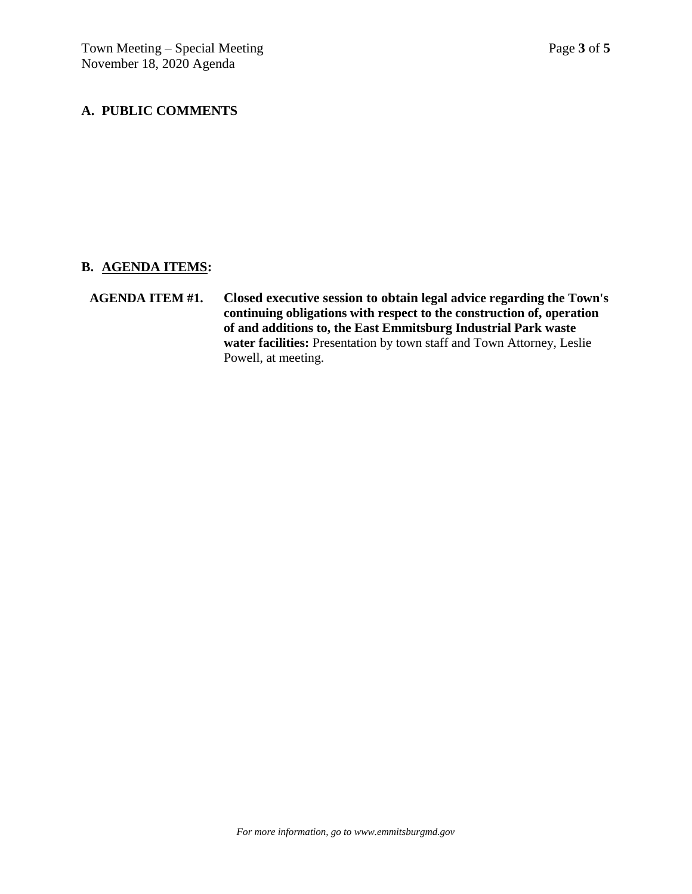## A. PUBLIC COMMENTS

## B. AGENDA ITEMS:

**AGENDA ITEM #1. Closed executive session to obtain legal advice regarding the Town's continuing obligations with respect to the construction of, operation of and additions to, the East Emmitsburg Industrial Park waste water facilities:** Presentation by town staff and Town Attorney, Leslie Powell, at meeting.

*For more information, go to www.emmitsburgmd.gov*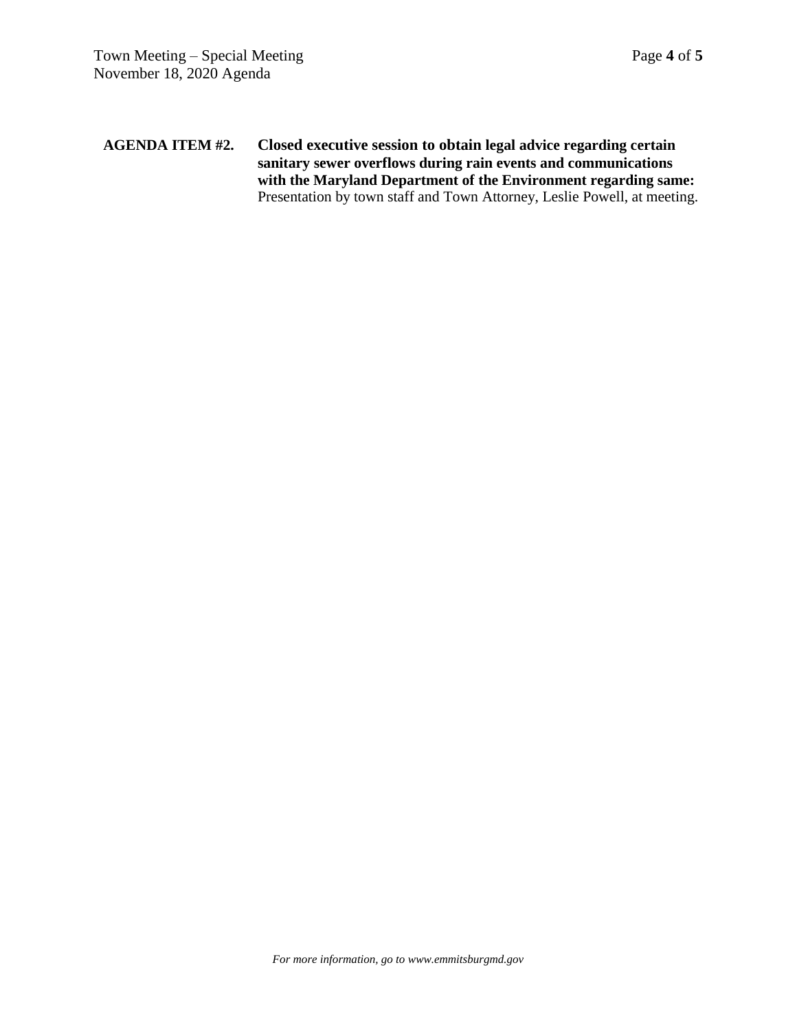**AGENDA ITEM #2. Closed executive session to obtain legal advice regarding certain sanitary sewer overflows during rain events and communications with the Maryland Department of the Environment regarding same:** Presentation by town staff and Town Attorney, Leslie Powell, at meeting.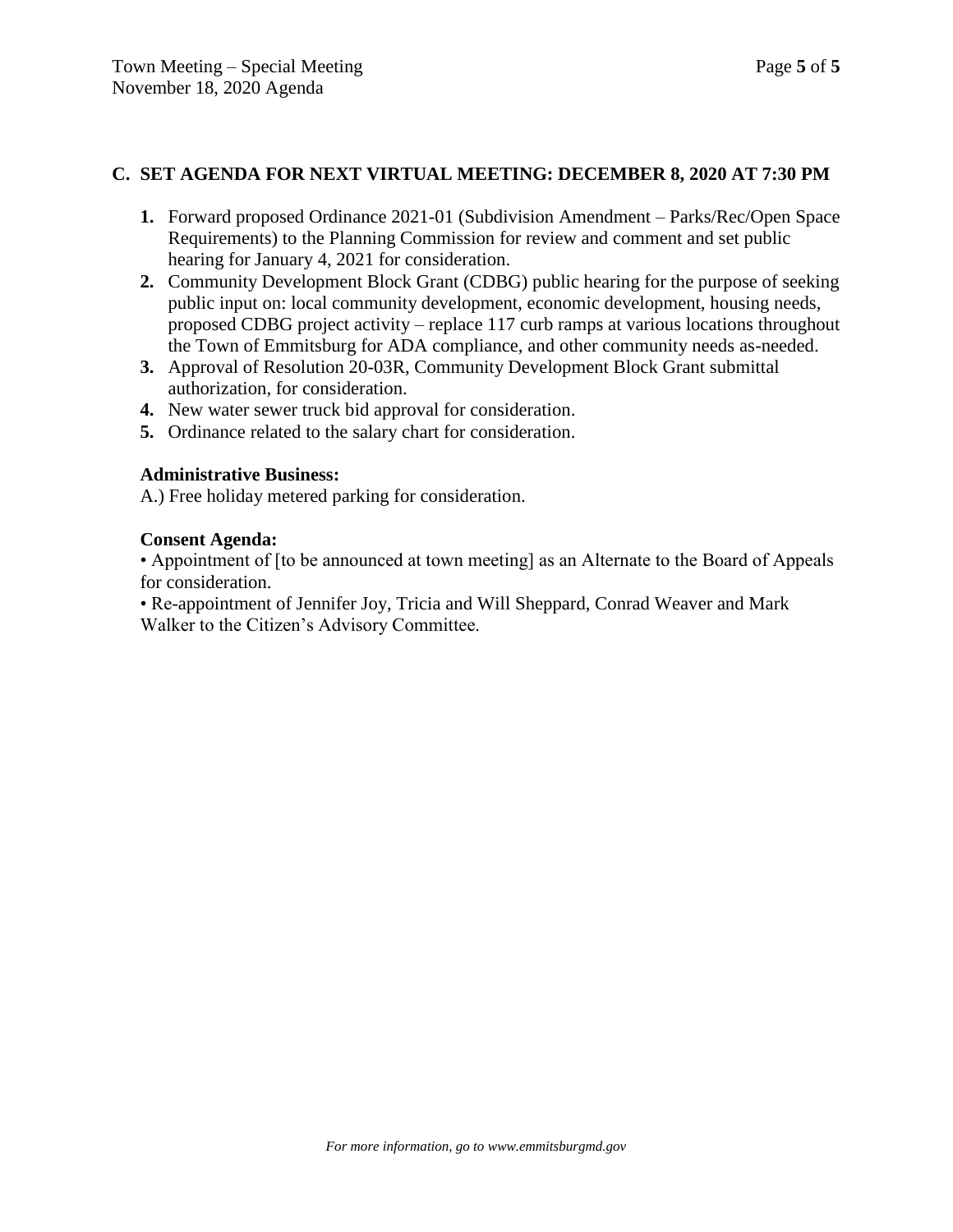## C. SET AGENDA FOR NEXT VIRTUAL MEETING: DECEMBER 8, 2020 AT 7:30 PM

1. Forward proposed Ordinance 2021-01 (Subdivision Amendment – Parks/Rec/Open Space Requirements) to the Planning Commission for review and comment and set public hearing for January 4, 2021 for consideration.
2. Community Development Block Grant (CDBG) public hearing for the purpose of seeking public input on: local community development, economic development, housing needs, proposed CDBG project activity – replace 117 curb ramps at various locations throughout the Town of Emmitsburg for ADA compliance, and other community needs as-needed.
3. Approval of Resolution 20-03R, Community Development Block Grant submittal authorization, for consideration.
4. New water sewer truck bid approval for consideration.
5. Ordinance related to the salary chart for consideration.

**Administrative Business:**

A.) Free holiday metered parking for consideration.

**Consent Agenda:**

• Appointment of [to be announced at town meeting] as an Alternate to the Board of Appeals for consideration.

• Re-appointment of Jennifer Joy, Tricia and Will Sheppard, Conrad Weaver and Mark Walker to the Citizen's Advisory Committee.

*For more information, go to www.emmitsburgmd.gov*